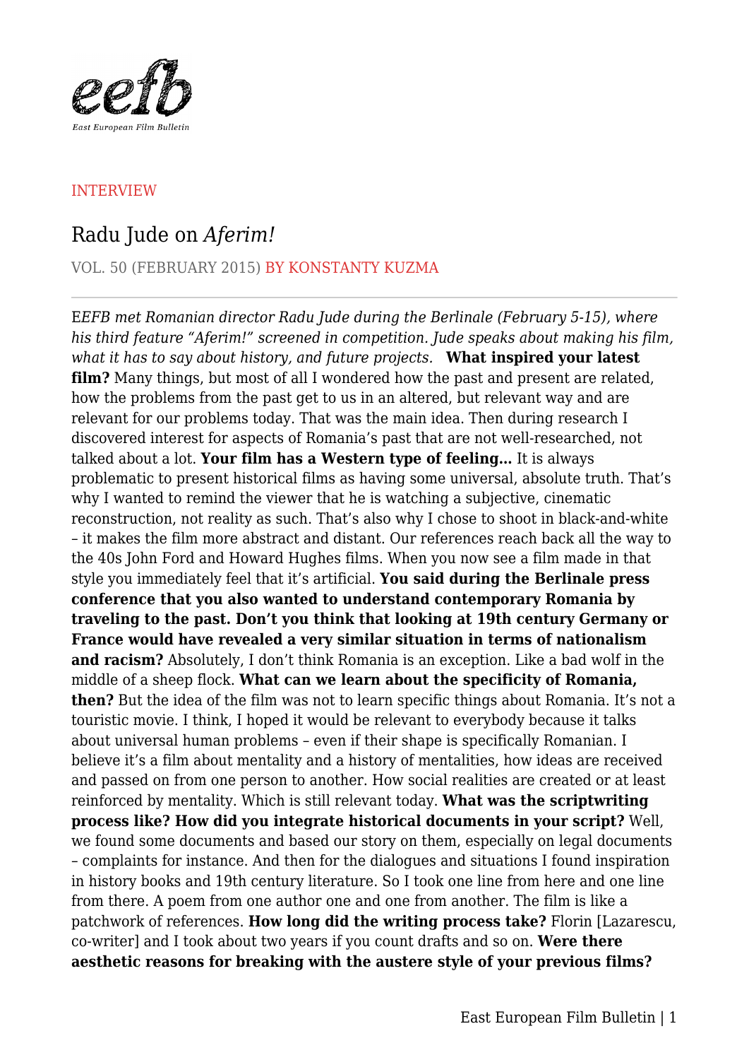INTERVIEW

# Radu Jude on *Aferim!*

VOL. 50 (FEBRUARY 2015) BY KONSTANTY KUZMA

*EEFB met Romanian director Radu Jude during the Berlinale (February 5-15), where his third feature "Aferim!" screened in competition. Jude speaks about making his film, what it has to say about history, and future projects.*

**What inspired your latest film?** Many things, but most of all I wondered how the past and present are related, how the problems from the past get to us in an altered, but relevant way and are relevant for our problems today. That was the main idea. Then during research I discovered interest for aspects of Romania's past that are not well-researched, not talked about a lot.

**Your film has a Western type of feeling…** It is always problematic to present historical films as having some universal, absolute truth. That's why I wanted to remind the viewer that he is watching a subjective, cinematic reconstruction, not reality as such. That's also why I chose to shoot in black-and-white – it makes the film more abstract and distant. Our references reach back all the way to the 40s John Ford and Howard Hughes films. When you now see a film made in that style you immediately feel that it's artificial.

**You said during the Berlinale press conference that you also wanted to understand contemporary Romania by traveling to the past. Don't you think that looking at 19th century Germany or France would have revealed a very similar situation in terms of nationalism and racism?** Absolutely, I don't think Romania is an exception. Like a bad wolf in the middle of a sheep flock.

**What can we learn about the specificity of Romania, then?** But the idea of the film was not to learn specific things about Romania. It's not a touristic movie. I think, I hoped it would be relevant to everybody because it talks about universal human problems – even if their shape is specifically Romanian. I believe it's a film about mentality and a history of mentalities, how ideas are received and passed on from one person to another. How social realities are created or at least reinforced by mentality. Which is still relevant today.

**What was the scriptwriting process like? How did you integrate historical documents in your script?** Well, we found some documents and based our story on them, especially on legal documents – complaints for instance. And then for the dialogues and situations I found inspiration in history books and 19th century literature. So I took one line from here and one line from there. A poem from one author one and one from another. The film is like a patchwork of references.

**How long did the writing process take?** Florin [Lazarescu, co-writer] and I took about two years if you count drafts and so on.

**Were there aesthetic reasons for breaking with the austere style of your previous films?**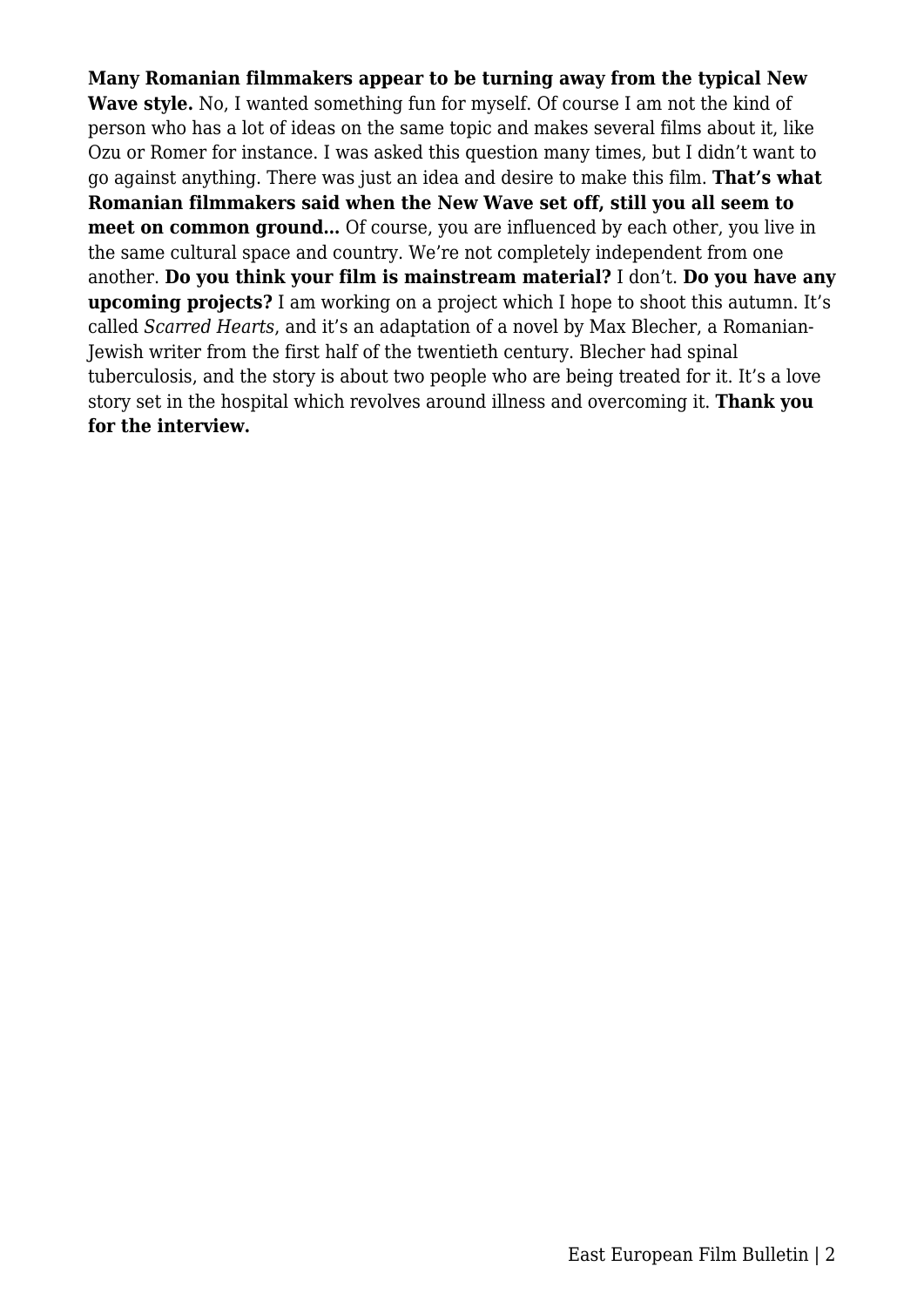**Many Romanian filmmakers appear to be turning away from the typical New Wave style.** No, I wanted something fun for myself. Of course I am not the kind of person who has a lot of ideas on the same topic and makes several films about it, like Ozu or Romer for instance. I was asked this question many times, but I didn't want to go against anything. There was just an idea and desire to make this film. **That's what Romanian filmmakers said when the New Wave set off, still you all seem to meet on common ground…** Of course, you are influenced by each other, you live in the same cultural space and country. We're not completely independent from one another. **Do you think your film is mainstream material?** I don't. **Do you have any upcoming projects?** I am working on a project which I hope to shoot this autumn. It's called *Scarred Hearts*, and it's an adaptation of a novel by Max Blecher, a Romanian-Jewish writer from the first half of the twentieth century. Blecher had spinal tuberculosis, and the story is about two people who are being treated for it. It's a love story set in the hospital which revolves around illness and overcoming it. **Thank you for the interview.**